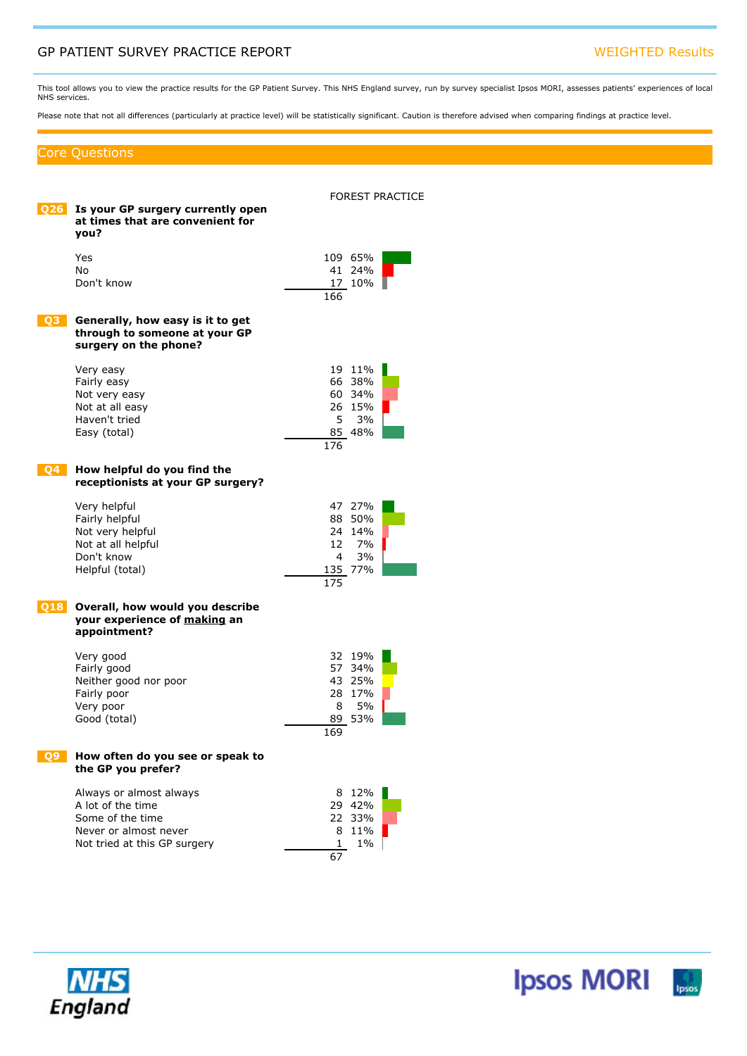# GP PATIENT SURVEY PRACTICE REPORT

WEIGHTED Results

This tool allows you to view the practice results for the GP Patient Survey. This NHS England survey, run by survey specialist Ipsos MORI, assesses patients' experiences of local NHS services.

Please note that not all differences (particularly at practice level) will be statistically significant. Caution is therefore advised when comparing findings at practice level.

## Core Questions

FOREST PRACTICE

### Q26 Is your GP surgery currently open at times that are convenient for you?

| | n | % |
|---|---|---|
| Yes | 109 | 65% |
| No | 41 | 24% |
| Don't know | 17 | 10% |
| | 166 | |

### Q3 Generally, how easy is it to get through to someone at your GP surgery on the phone?

| | n | % |
|---|---|---|
| Very easy | 19 | 11% |
| Fairly easy | 66 | 38% |
| Not very easy | 60 | 34% |
| Not at all easy | 26 | 15% |
| Haven't tried | 5 | 3% |
| Easy (total) | 85 | 48% |
| | 176 | |

### Q4 How helpful do you find the receptionists at your GP surgery?

| | n | % |
|---|---|---|
| Very helpful | 47 | 27% |
| Fairly helpful | 88 | 50% |
| Not very helpful | 24 | 14% |
| Not at all helpful | 12 | 7% |
| Don't know | 4 | 3% |
| Helpful (total) | 135 | 77% |
| | 175 | |

### Q18 Overall, how would you describe your experience of making an appointment?

| | n | % |
|---|---|---|
| Very good | 32 | 19% |
| Fairly good | 57 | 34% |
| Neither good nor poor | 43 | 25% |
| Fairly poor | 28 | 17% |
| Very poor | 8 | 5% |
| Good (total) | 89 | 53% |
| | 169 | |

### Q9 How often do you see or speak to the GP you prefer?

| | n | % |
|---|---|---|
| Always or almost always | 8 | 12% |
| A lot of the time | 29 | 42% |
| Some of the time | 22 | 33% |
| Never or almost never | 8 | 11% |
| Not tried at this GP surgery | 1 | 1% |
| | 67 | |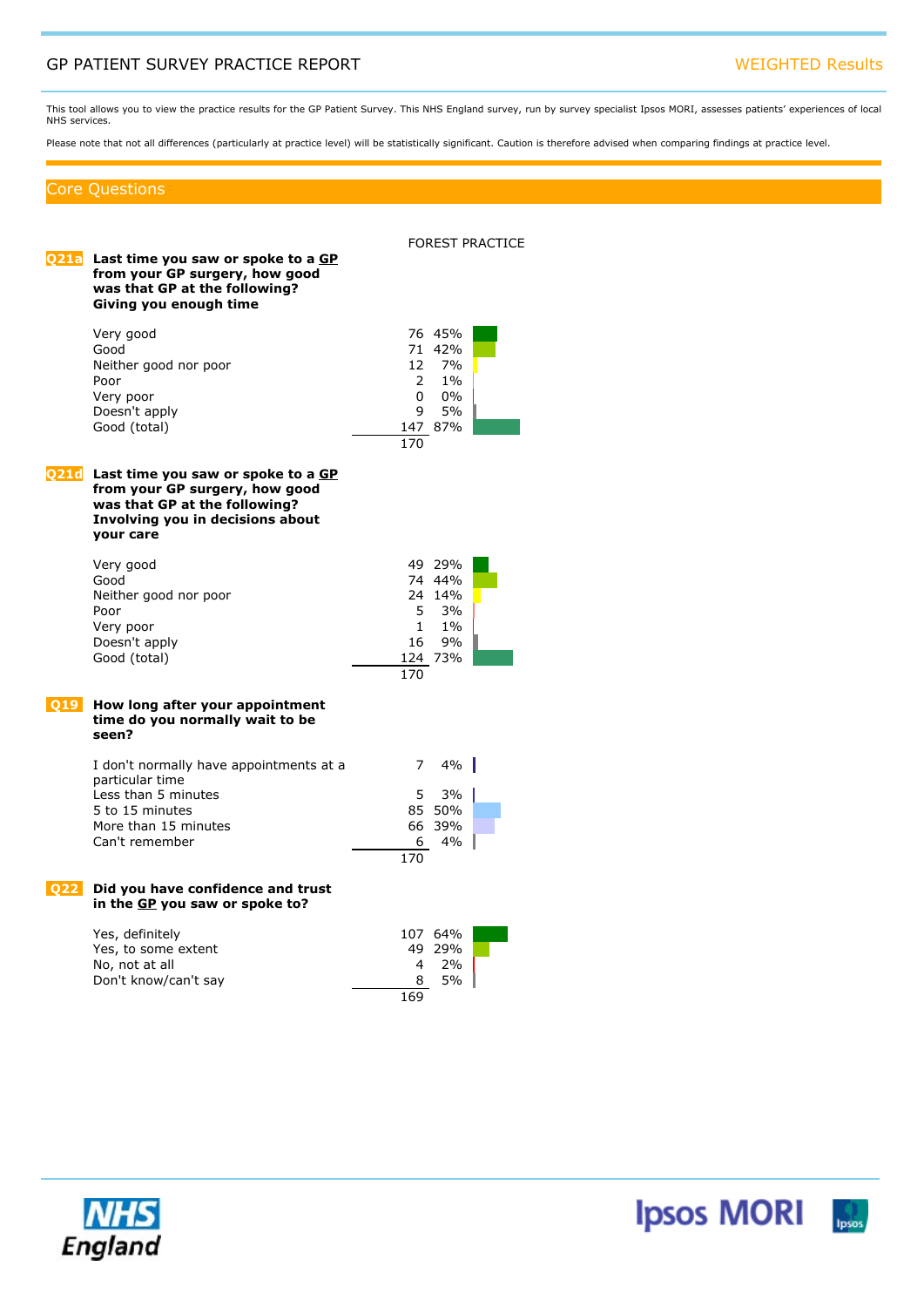# GP PATIENT SURVEY PRACTICE REPORT

WEIGHTED Results

This tool allows you to view the practice results for the GP Patient Survey. This NHS England survey, run by survey specialist Ipsos MORI, assesses patients' experiences of local NHS services.

Please note that not all differences (particularly at practice level) will be statistically significant. Caution is therefore advised when comparing findings at practice level.

## Core Questions

FOREST PRACTICE

### Q21a Last time you saw or spoke to a GP from your GP surgery, how good was that GP at the following? Giving you enough time

| Response | n | % |
|---|---|---|
| Very good | 76 | 45% |
| Good | 71 | 42% |
| Neither good nor poor | 12 | 7% |
| Poor | 2 | 1% |
| Very poor | 0 | 0% |
| Doesn't apply | 9 | 5% |
| Good (total) | 147 | 87% |
| | 170 | |

### Q21d Last time you saw or spoke to a GP from your GP surgery, how good was that GP at the following? Involving you in decisions about your care

| Response | n | % |
|---|---|---|
| Very good | 49 | 29% |
| Good | 74 | 44% |
| Neither good nor poor | 24 | 14% |
| Poor | 5 | 3% |
| Very poor | 1 | 1% |
| Doesn't apply | 16 | 9% |
| Good (total) | 124 | 73% |
| | 170 | |

### Q19 How long after your appointment time do you normally wait to be seen?

| Response | n | % |
|---|---|---|
| I don't normally have appointments at a particular time | 7 | 4% |
| Less than 5 minutes | 5 | 3% |
| 5 to 15 minutes | 85 | 50% |
| More than 15 minutes | 66 | 39% |
| Can't remember | 6 | 4% |
| | 170 | |

### Q22 Did you have confidence and trust in the GP you saw or spoke to?

| Response | n | % |
|---|---|---|
| Yes, definitely | 107 | 64% |
| Yes, to some extent | 49 | 29% |
| No, not at all | 4 | 2% |
| Don't know/can't say | 8 | 5% |
| | 169 | |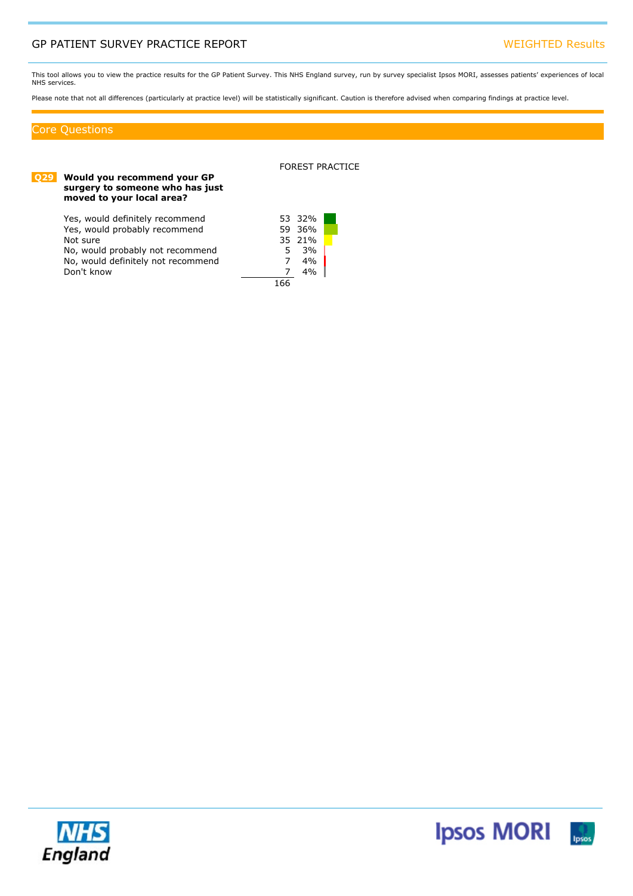GP PATIENT SURVEY PRACTICE REPORT

WEIGHTED Results

This tool allows you to view the practice results for the GP Patient Survey. This NHS England survey, run by survey specialist Ipsos MORI, assesses patients' experiences of local NHS services.

Please note that not all differences (particularly at practice level) will be statistically significant. Caution is therefore advised when comparing findings at practice level.

## Core Questions

**Q29 Would you recommend your GP surgery to someone who has just moved to your local area?**

| | FOREST PRACTICE | |
|---|---|---|
| Yes, would definitely recommend | 53 | 32% |
| Yes, would probably recommend | 59 | 36% |
| Not sure | 35 | 21% |
| No, would probably not recommend | 5 | 3% |
| No, would definitely not recommend | 7 | 4% |
| Don't know | 7 | 4% |
| | 166 | |